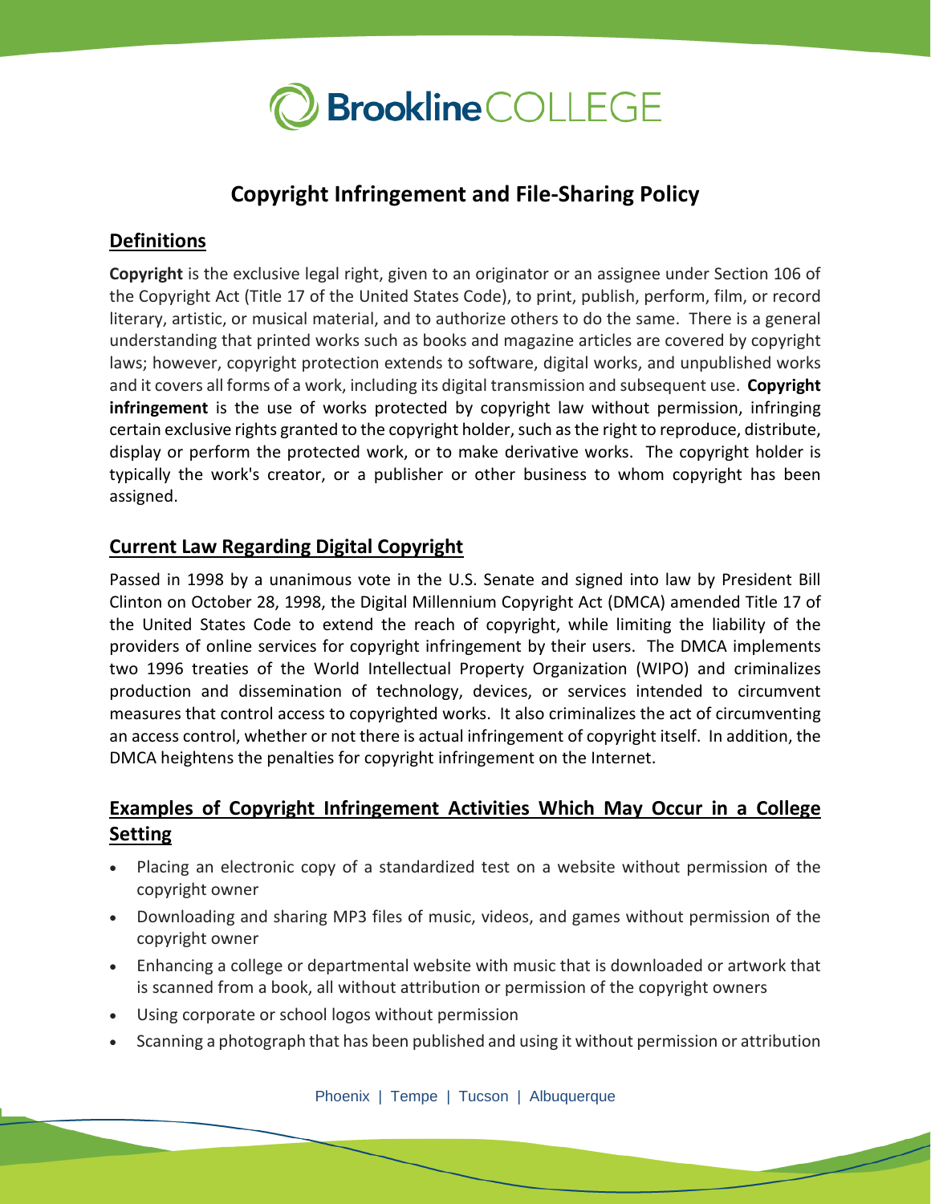# Brookline COLLEGE

## Copyright Infringement and File-Sharing Policy

### Definitions

**Copyright** is the exclusive legal right, given to an originator or an assignee under Section 106 of the Copyright Act (Title 17 of the United States Code), to print, publish, perform, film, or record literary, artistic, or musical material, and to authorize others to do the same. There is a general understanding that printed works such as books and magazine articles are covered by copyright laws; however, copyright protection extends to software, digital works, and unpublished works and it covers all forms of a work, including its digital transmission and subsequent use. **Copyright infringement** is the use of works protected by copyright law without permission, infringing certain exclusive rights granted to the copyright holder, such as the right to reproduce, distribute, display or perform the protected work, or to make derivative works. The copyright holder is typically the work's creator, or a publisher or other business to whom copyright has been assigned.

### Current Law Regarding Digital Copyright

Passed in 1998 by a unanimous vote in the U.S. Senate and signed into law by President Bill Clinton on October 28, 1998, the Digital Millennium Copyright Act (DMCA) amended Title 17 of the United States Code to extend the reach of copyright, while limiting the liability of the providers of online services for copyright infringement by their users. The DMCA implements two 1996 treaties of the World Intellectual Property Organization (WIPO) and criminalizes production and dissemination of technology, devices, or services intended to circumvent measures that control access to copyrighted works. It also criminalizes the act of circumventing an access control, whether or not there is actual infringement of copyright itself. In addition, the DMCA heightens the penalties for copyright infringement on the Internet.

### Examples of Copyright Infringement Activities Which May Occur in a College Setting

- Placing an electronic copy of a standardized test on a website without permission of the copyright owner
- Downloading and sharing MP3 files of music, videos, and games without permission of the copyright owner
- Enhancing a college or departmental website with music that is downloaded or artwork that is scanned from a book, all without attribution or permission of the copyright owners
- Using corporate or school logos without permission
- Scanning a photograph that has been published and using it without permission or attribution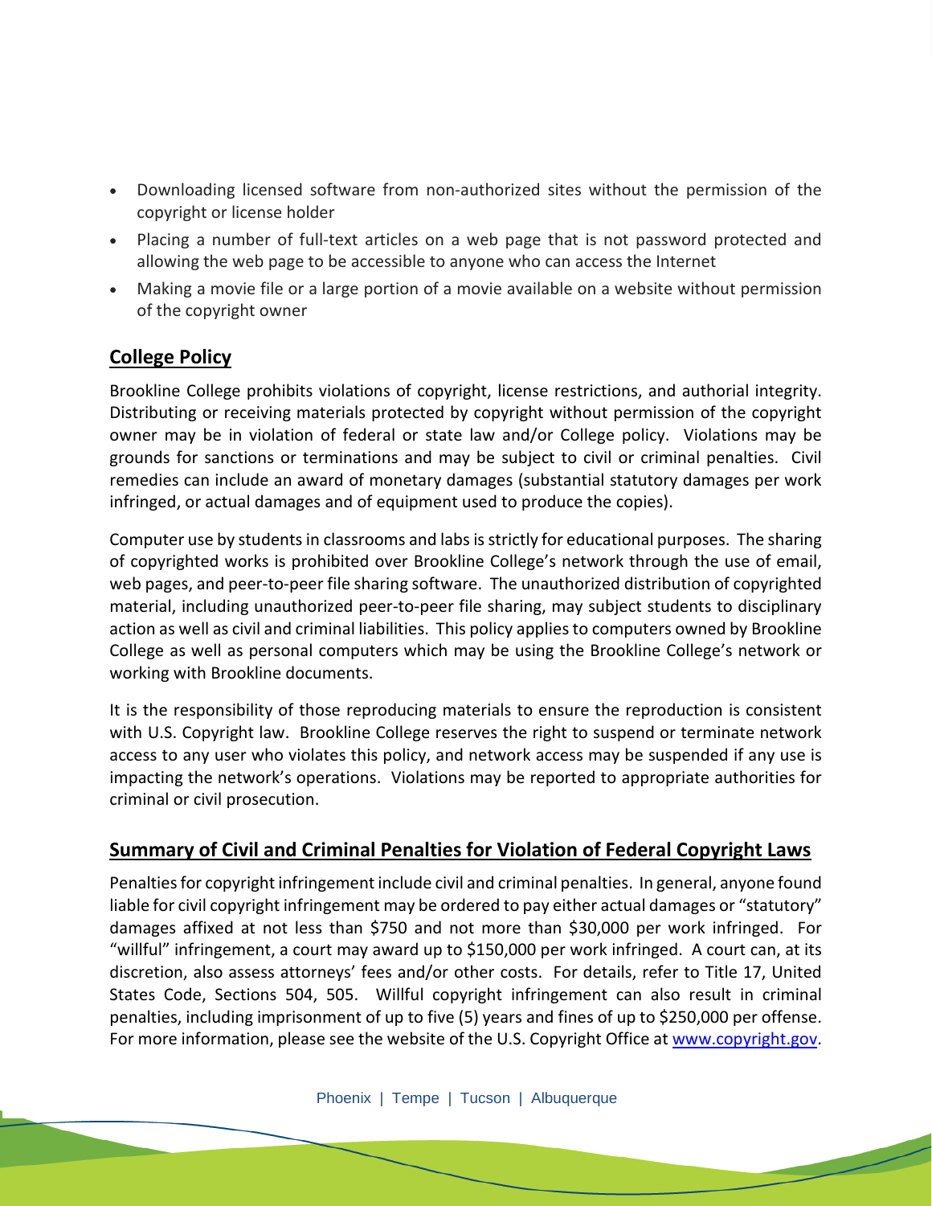- Downloading licensed software from non-authorized sites without the permission of the copyright or license holder
- Placing a number of full-text articles on a web page that is not password protected and allowing the web page to be accessible to anyone who can access the Internet
- Making a movie file or a large portion of a movie available on a website without permission of the copyright owner

## College Policy

Brookline College prohibits violations of copyright, license restrictions, and authorial integrity. Distributing or receiving materials protected by copyright without permission of the copyright owner may be in violation of federal or state law and/or College policy. Violations may be grounds for sanctions or terminations and may be subject to civil or criminal penalties. Civil remedies can include an award of monetary damages (substantial statutory damages per work infringed, or actual damages and of equipment used to produce the copies).

Computer use by students in classrooms and labs is strictly for educational purposes. The sharing of copyrighted works is prohibited over Brookline College's network through the use of email, web pages, and peer-to-peer file sharing software. The unauthorized distribution of copyrighted material, including unauthorized peer-to-peer file sharing, may subject students to disciplinary action as well as civil and criminal liabilities. This policy applies to computers owned by Brookline College as well as personal computers which may be using the Brookline College's network or working with Brookline documents.

It is the responsibility of those reproducing materials to ensure the reproduction is consistent with U.S. Copyright law. Brookline College reserves the right to suspend or terminate network access to any user who violates this policy, and network access may be suspended if any use is impacting the network's operations. Violations may be reported to appropriate authorities for criminal or civil prosecution.

## Summary of Civil and Criminal Penalties for Violation of Federal Copyright Laws

Penalties for copyright infringement include civil and criminal penalties. In general, anyone found liable for civil copyright infringement may be ordered to pay either actual damages or "statutory" damages affixed at not less than $750 and not more than $30,000 per work infringed. For "willful" infringement, a court may award up to $150,000 per work infringed. A court can, at its discretion, also assess attorneys' fees and/or other costs. For details, refer to Title 17, United States Code, Sections 504, 505. Willful copyright infringement can also result in criminal penalties, including imprisonment of up to five (5) years and fines of up to $250,000 per offense. For more information, please see the website of the U.S. Copyright Office at www.copyright.gov.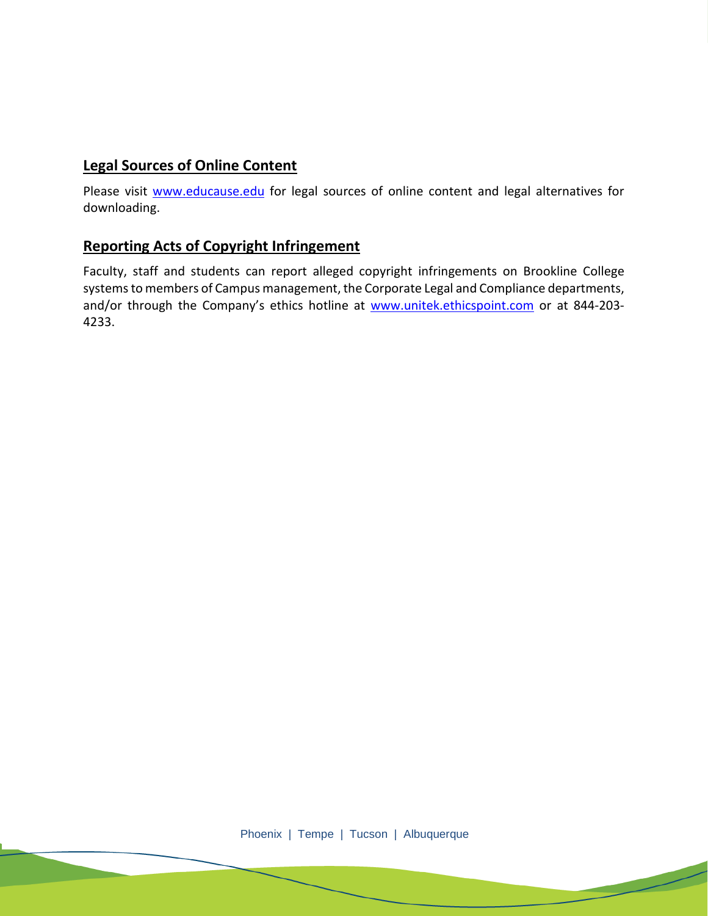## Legal Sources of Online Content

Please visit www.educause.edu for legal sources of online content and legal alternatives for downloading.

## Reporting Acts of Copyright Infringement

Faculty, staff and students can report alleged copyright infringements on Brookline College systems to members of Campus management, the Corporate Legal and Compliance departments, and/or through the Company's ethics hotline at www.unitek.ethicspoint.com or at 844-203-4233.